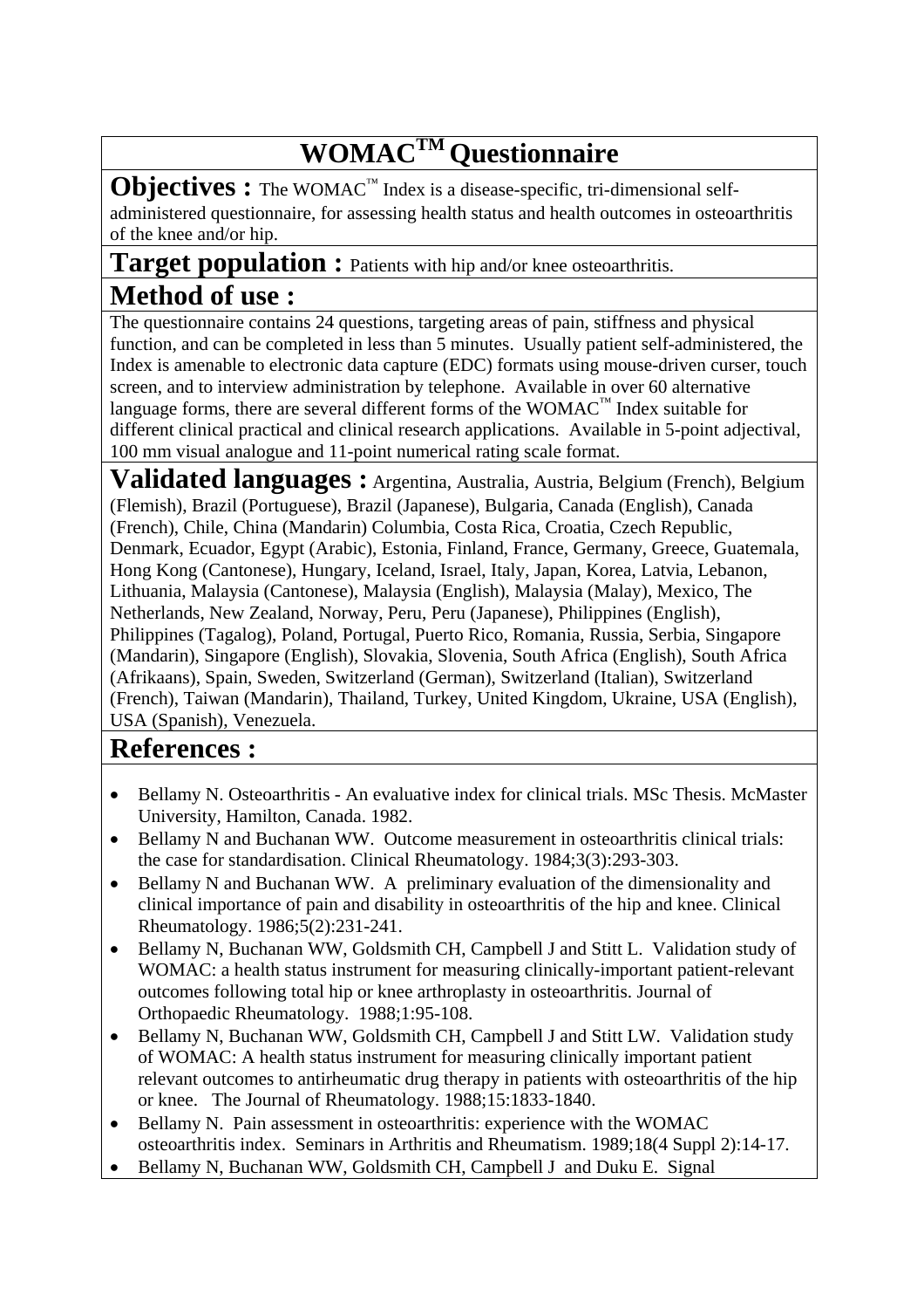# WOMAC™ Questionnaire

**Objectives :** The WOMAC™ Index is a disease-specific, tri-dimensional self-administered questionnaire, for assessing health status and health outcomes in osteoarthritis of the knee and/or hip.

**Target population :** Patients with hip and/or knee osteoarthritis.

## Method of use :

The questionnaire contains 24 questions, targeting areas of pain, stiffness and physical function, and can be completed in less than 5 minutes. Usually patient self-administered, the Index is amenable to electronic data capture (EDC) formats using mouse-driven curser, touch screen, and to interview administration by telephone. Available in over 60 alternative language forms, there are several different forms of the WOMAC™ Index suitable for different clinical practical and clinical research applications. Available in 5-point adjectival, 100 mm visual analogue and 11-point numerical rating scale format.

**Validated languages :** Argentina, Australia, Austria, Belgium (French), Belgium (Flemish), Brazil (Portuguese), Brazil (Japanese), Bulgaria, Canada (English), Canada (French), Chile, China (Mandarin) Columbia, Costa Rica, Croatia, Czech Republic, Denmark, Ecuador, Egypt (Arabic), Estonia, Finland, France, Germany, Greece, Guatemala, Hong Kong (Cantonese), Hungary, Iceland, Israel, Italy, Japan, Korea, Latvia, Lebanon, Lithuania, Malaysia (Cantonese), Malaysia (English), Malaysia (Malay), Mexico, The Netherlands, New Zealand, Norway, Peru, Peru (Japanese), Philippines (English), Philippines (Tagalog), Poland, Portugal, Puerto Rico, Romania, Russia, Serbia, Singapore (Mandarin), Singapore (English), Slovakia, Slovenia, South Africa (English), South Africa (Afrikaans), Spain, Sweden, Switzerland (German), Switzerland (Italian), Switzerland (French), Taiwan (Mandarin), Thailand, Turkey, United Kingdom, Ukraine, USA (English), USA (Spanish), Venezuela.

## References :

- Bellamy N. Osteoarthritis - An evaluative index for clinical trials. MSc Thesis. McMaster University, Hamilton, Canada. 1982.
- Bellamy N and Buchanan WW. Outcome measurement in osteoarthritis clinical trials: the case for standardisation. Clinical Rheumatology. 1984;3(3):293-303.
- Bellamy N and Buchanan WW. A preliminary evaluation of the dimensionality and clinical importance of pain and disability in osteoarthritis of the hip and knee. Clinical Rheumatology. 1986;5(2):231-241.
- Bellamy N, Buchanan WW, Goldsmith CH, Campbell J and Stitt L. Validation study of WOMAC: a health status instrument for measuring clinically-important patient-relevant outcomes following total hip or knee arthroplasty in osteoarthritis. Journal of Orthopaedic Rheumatology. 1988;1:95-108.
- Bellamy N, Buchanan WW, Goldsmith CH, Campbell J and Stitt LW. Validation study of WOMAC: A health status instrument for measuring clinically important patient relevant outcomes to antirheumatic drug therapy in patients with osteoarthritis of the hip or knee. The Journal of Rheumatology. 1988;15:1833-1840.
- Bellamy N. Pain assessment in osteoarthritis: experience with the WOMAC osteoarthritis index. Seminars in Arthritis and Rheumatism. 1989;18(4 Suppl 2):14-17.
- Bellamy N, Buchanan WW, Goldsmith CH, Campbell J and Duku E. Signal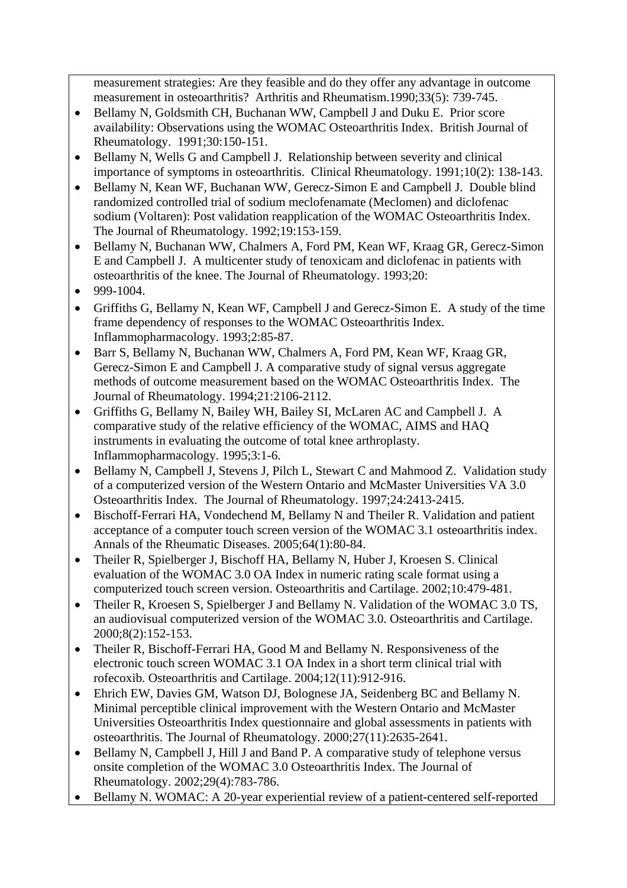measurement strategies: Are they feasible and do they offer any advantage in outcome measurement in osteoarthritis? Arthritis and Rheumatism.1990;33(5): 739-745.

- Bellamy N, Goldsmith CH, Buchanan WW, Campbell J and Duku E. Prior score availability: Observations using the WOMAC Osteoarthritis Index. British Journal of Rheumatology. 1991;30:150-151.
- Bellamy N, Wells G and Campbell J. Relationship between severity and clinical importance of symptoms in osteoarthritis. Clinical Rheumatology. 1991;10(2): 138-143.
- Bellamy N, Kean WF, Buchanan WW, Gerecz-Simon E and Campbell J. Double blind randomized controlled trial of sodium meclofenamate (Meclomen) and diclofenac sodium (Voltaren): Post validation reapplication of the WOMAC Osteoarthritis Index. The Journal of Rheumatology. 1992;19:153-159.
- Bellamy N, Buchanan WW, Chalmers A, Ford PM, Kean WF, Kraag GR, Gerecz-Simon E and Campbell J. A multicenter study of tenoxicam and diclofenac in patients with osteoarthritis of the knee. The Journal of Rheumatology. 1993;20:
- 999-1004.
- Griffiths G, Bellamy N, Kean WF, Campbell J and Gerecz-Simon E. A study of the time frame dependency of responses to the WOMAC Osteoarthritis Index. Inflammopharmacology. 1993;2:85-87.
- Barr S, Bellamy N, Buchanan WW, Chalmers A, Ford PM, Kean WF, Kraag GR, Gerecz-Simon E and Campbell J. A comparative study of signal versus aggregate methods of outcome measurement based on the WOMAC Osteoarthritis Index. The Journal of Rheumatology. 1994;21:2106-2112.
- Griffiths G, Bellamy N, Bailey WH, Bailey SI, McLaren AC and Campbell J. A comparative study of the relative efficiency of the WOMAC, AIMS and HAQ instruments in evaluating the outcome of total knee arthroplasty. Inflammopharmacology. 1995;3:1-6.
- Bellamy N, Campbell J, Stevens J, Pilch L, Stewart C and Mahmood Z. Validation study of a computerized version of the Western Ontario and McMaster Universities VA 3.0 Osteoarthritis Index. The Journal of Rheumatology. 1997;24:2413-2415.
- Bischoff-Ferrari HA, Vondechend M, Bellamy N and Theiler R. Validation and patient acceptance of a computer touch screen version of the WOMAC 3.1 osteoarthritis index. Annals of the Rheumatic Diseases. 2005;64(1):80-84.
- Theiler R, Spielberger J, Bischoff HA, Bellamy N, Huber J, Kroesen S. Clinical evaluation of the WOMAC 3.0 OA Index in numeric rating scale format using a computerized touch screen version. Osteoarthritis and Cartilage. 2002;10:479-481.
- Theiler R, Kroesen S, Spielberger J and Bellamy N. Validation of the WOMAC 3.0 TS, an audiovisual computerized version of the WOMAC 3.0. Osteoarthritis and Cartilage. 2000;8(2):152-153.
- Theiler R, Bischoff-Ferrari HA, Good M and Bellamy N. Responsiveness of the electronic touch screen WOMAC 3.1 OA Index in a short term clinical trial with rofecoxib. Osteoarthritis and Cartilage. 2004;12(11):912-916.
- Ehrich EW, Davies GM, Watson DJ, Bolognese JA, Seidenberg BC and Bellamy N. Minimal perceptible clinical improvement with the Western Ontario and McMaster Universities Osteoarthritis Index questionnaire and global assessments in patients with osteoarthritis. The Journal of Rheumatology. 2000;27(11):2635-2641.
- Bellamy N, Campbell J, Hill J and Band P. A comparative study of telephone versus onsite completion of the WOMAC 3.0 Osteoarthritis Index. The Journal of Rheumatology. 2002;29(4):783-786.
- Bellamy N. WOMAC: A 20-year experiential review of a patient-centered self-reported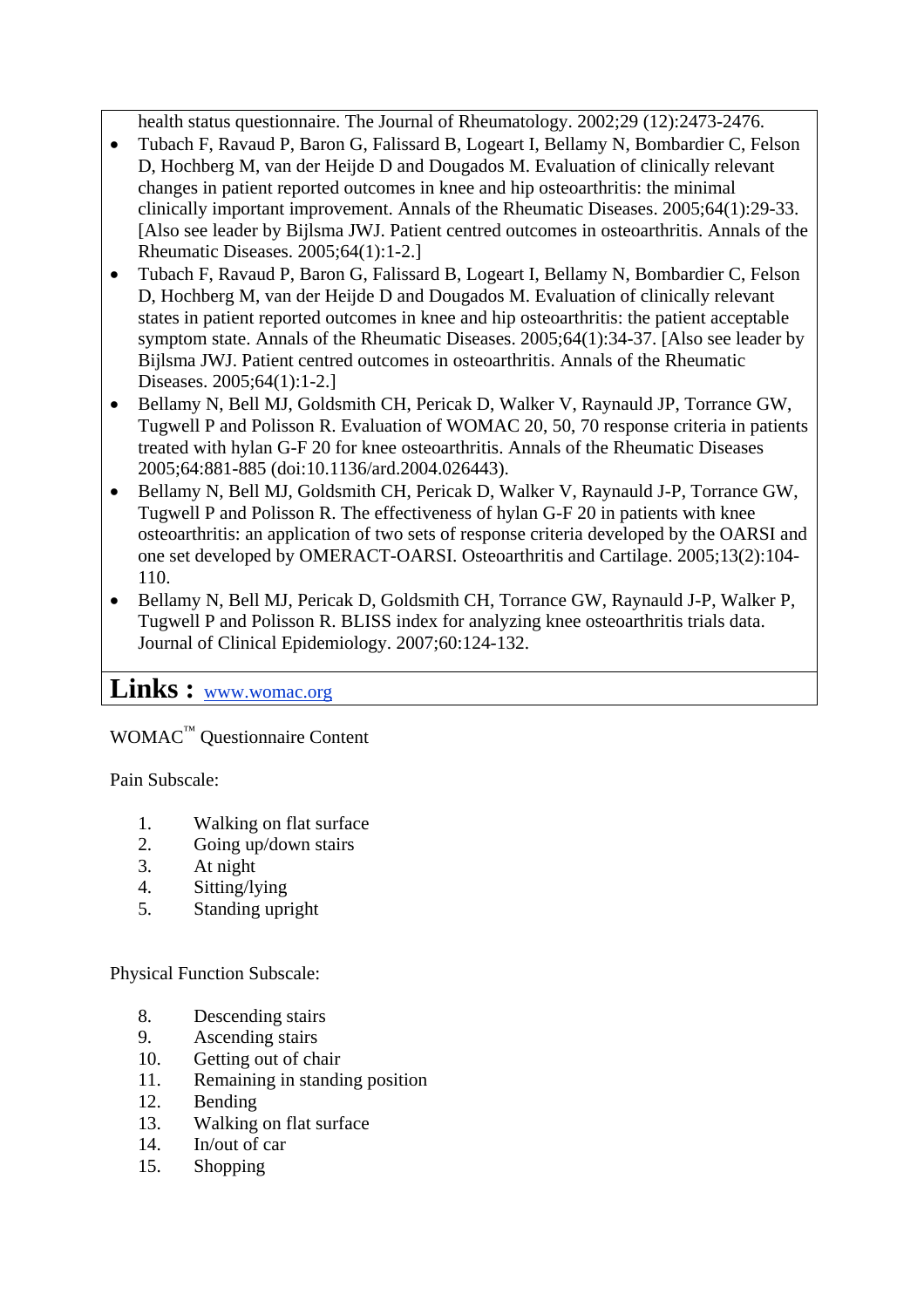health status questionnaire. The Journal of Rheumatology. 2002;29 (12):2473-2476.

- Tubach F, Ravaud P, Baron G, Falissard B, Logeart I, Bellamy N, Bombardier C, Felson D, Hochberg M, van der Heijde D and Dougados M. Evaluation of clinically relevant changes in patient reported outcomes in knee and hip osteoarthritis: the minimal clinically important improvement. Annals of the Rheumatic Diseases. 2005;64(1):29-33. [Also see leader by Bijlsma JWJ. Patient centred outcomes in osteoarthritis. Annals of the Rheumatic Diseases. 2005;64(1):1-2.]
- Tubach F, Ravaud P, Baron G, Falissard B, Logeart I, Bellamy N, Bombardier C, Felson D, Hochberg M, van der Heijde D and Dougados M. Evaluation of clinically relevant states in patient reported outcomes in knee and hip osteoarthritis: the patient acceptable symptom state. Annals of the Rheumatic Diseases. 2005;64(1):34-37. [Also see leader by Bijlsma JWJ. Patient centred outcomes in osteoarthritis. Annals of the Rheumatic Diseases. 2005;64(1):1-2.]
- Bellamy N, Bell MJ, Goldsmith CH, Pericak D, Walker V, Raynauld JP, Torrance GW, Tugwell P and Polisson R. Evaluation of WOMAC 20, 50, 70 response criteria in patients treated with hylan G-F 20 for knee osteoarthritis. Annals of the Rheumatic Diseases 2005;64:881-885 (doi:10.1136/ard.2004.026443).
- Bellamy N, Bell MJ, Goldsmith CH, Pericak D, Walker V, Raynauld J-P, Torrance GW, Tugwell P and Polisson R. The effectiveness of hylan G-F 20 in patients with knee osteoarthritis: an application of two sets of response criteria developed by the OARSI and one set developed by OMERACT-OARSI. Osteoarthritis and Cartilage. 2005;13(2):104-110.
- Bellamy N, Bell MJ, Pericak D, Goldsmith CH, Torrance GW, Raynauld J-P, Walker P, Tugwell P and Polisson R. BLISS index for analyzing knee osteoarthritis trials data. Journal of Clinical Epidemiology. 2007;60:124-132.

**Links :** [www.womac.org](www.womac.org)

WOMAC™ Questionnaire Content

Pain Subscale:

1. Walking on flat surface
2. Going up/down stairs
3. At night
4. Sitting/lying
5. Standing upright

Physical Function Subscale:

8. Descending stairs
9. Ascending stairs
10. Getting out of chair
11. Remaining in standing position
12. Bending
13. Walking on flat surface
14. In/out of car
15. Shopping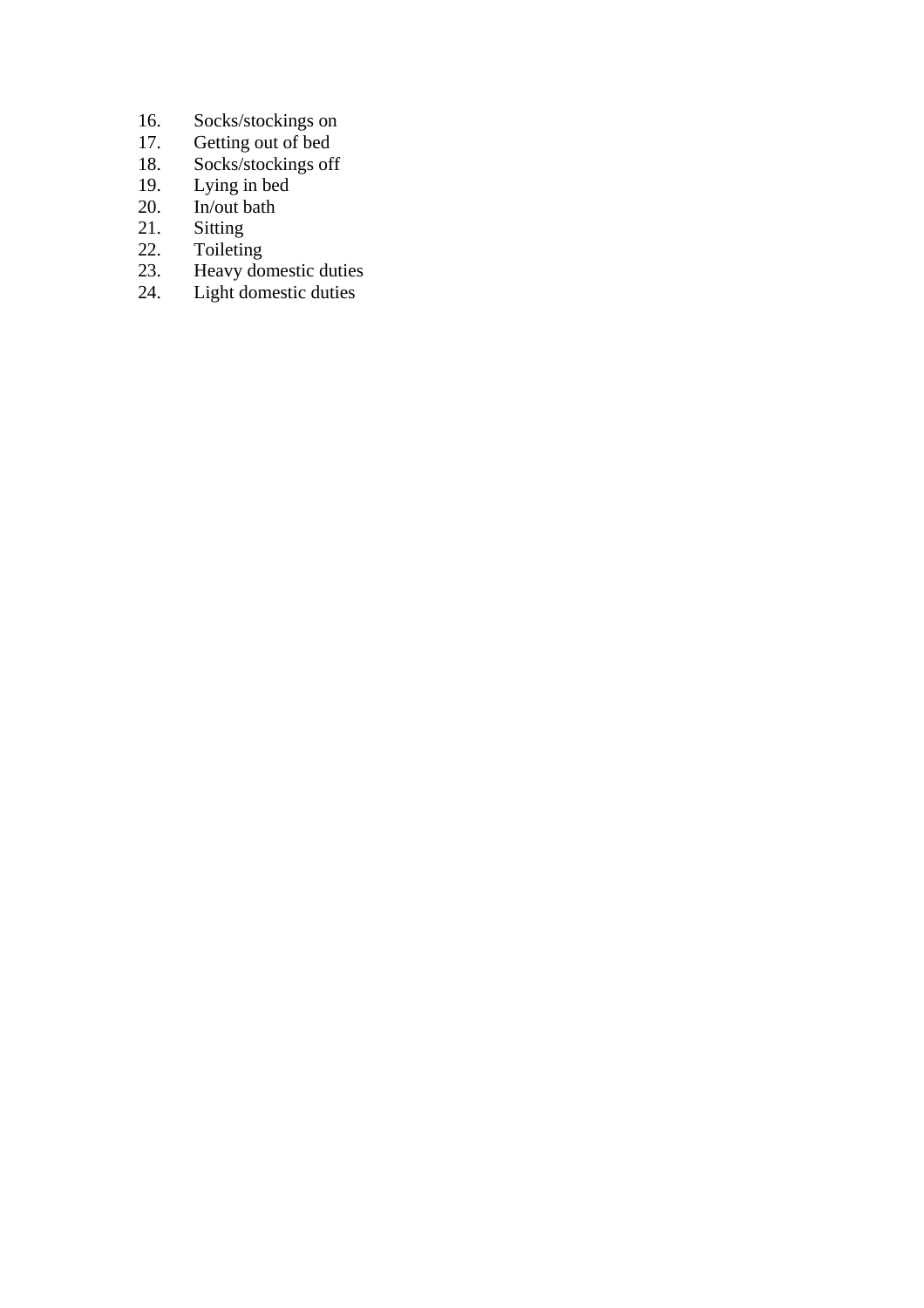16. Socks/stockings on
17. Getting out of bed
18. Socks/stockings off
19. Lying in bed
20. In/out bath
21. Sitting
22. Toileting
23. Heavy domestic duties
24. Light domestic duties